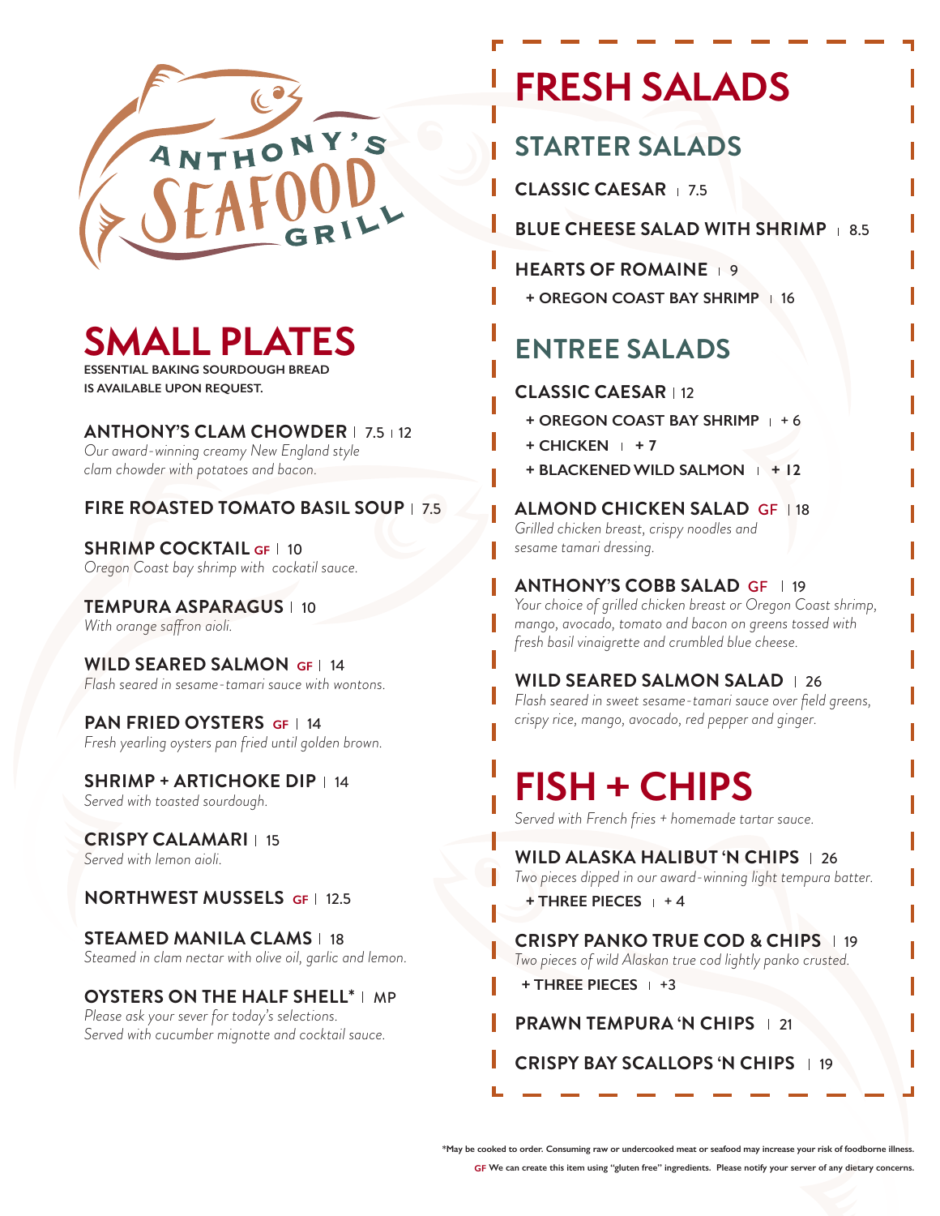ANTHONY'S SEAFOOD GRILL

# SMALL PLATES

**ESSENTIAL BAKING SOURDOUGH BREAD IS AVAILABLE UPON REQUEST.**

**ANTHONY'S CLAM CHOWDER** | 7.5 | 12
*Our award-winning creamy New England style clam chowder with potatoes and bacon.*

**FIRE ROASTED TOMATO BASIL SOUP** | 7.5

**SHRIMP COCKTAIL** GF | 10
*Oregon Coast bay shrimp with cockatil sauce.*

**TEMPURA ASPARAGUS** | 10
*With orange saffron aioli.*

**WILD SEARED SALMON** GF | 14
*Flash seared in sesame-tamari sauce with wontons.*

**PAN FRIED OYSTERS** GF | 14
*Fresh yearling oysters pan fried until golden brown.*

**SHRIMP + ARTICHOKE DIP** | 14
*Served with toasted sourdough.*

**CRISPY CALAMARI** | 15
*Served with lemon aioli.*

**NORTHWEST MUSSELS** GF | 12.5

**STEAMED MANILA CLAMS** | 18
*Steamed in clam nectar with olive oil, garlic and lemon.*

**OYSTERS ON THE HALF SHELL*** | MP
*Please ask your sever for today's selections. Served with cucumber mignotte and cocktail sauce.*

# FRESH SALADS

## STARTER SALADS

**CLASSIC CAESAR** | 7.5

**BLUE CHEESE SALAD WITH SHRIMP** | 8.5

**HEARTS OF ROMAINE** | 9
- **+ OREGON COAST BAY SHRIMP** | 16

## ENTREE SALADS

**CLASSIC CAESAR** | 12
- **+ OREGON COAST BAY SHRIMP** | + 6
- **+ CHICKEN** | + 7
- **+ BLACKENED WILD SALMON** | + 12

**ALMOND CHICKEN SALAD** GF | 18
*Grilled chicken breast, crispy noodles and sesame tamari dressing.*

**ANTHONY'S COBB SALAD** GF | 19
*Your choice of grilled chicken breast or Oregon Coast shrimp, mango, avocado, tomato and bacon on greens tossed with fresh basil vinaigrette and crumbled blue cheese.*

**WILD SEARED SALMON SALAD** | 26
*Flash seared in sweet sesame-tamari sauce over field greens, crispy rice, mango, avocado, red pepper and ginger.*

# FISH + CHIPS

*Served with French fries + homemade tartar sauce.*

**WILD ALASKA HALIBUT 'N CHIPS** | 26
*Two pieces dipped in our award-winning light tempura batter.*
- **+ THREE PIECES** | + 4

**CRISPY PANKO TRUE COD & CHIPS** | 19
*Two pieces of wild Alaskan true cod lightly panko crusted.*
- **+ THREE PIECES** | +3

**PRAWN TEMPURA 'N CHIPS** | 21

**CRISPY BAY SCALLOPS 'N CHIPS** | 19

**\*May be cooked to order. Consuming raw or undercooked meat or seafood may increase your risk of foodborne illness.**

**GF We can create this item using "gluten free" ingredients. Please notify your server of any dietary concerns.**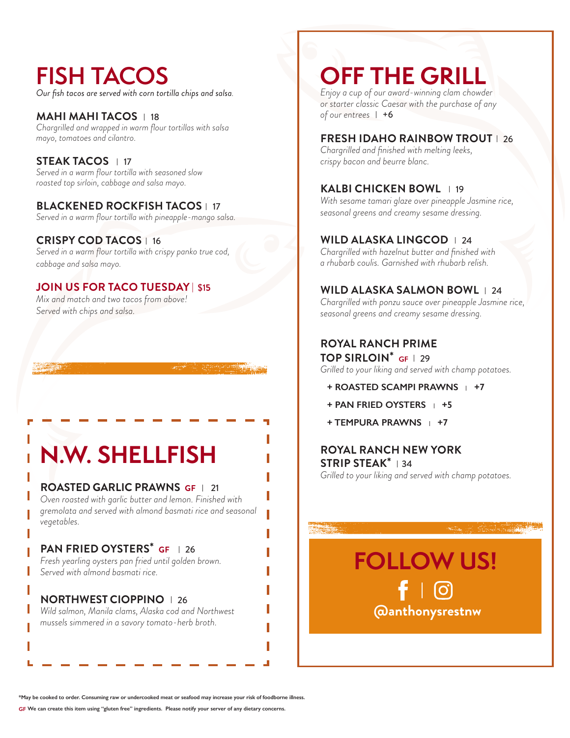# FISH TACOS

*Our fish tacos are served with corn tortilla chips and salsa.*

### MAHI MAHI TACOS | 18

*Chargrilled and wrapped in warm flour tortillas with salsa mayo, tomatoes and cilantro.*

### STEAK TACOS | 17

*Served in a warm flour tortilla with seasoned slow roasted top sirloin, cabbage and salsa mayo.*

### BLACKENED ROCKFISH TACOS | 17

*Served in a warm flour tortilla with pineapple-mango salsa.*

### CRISPY COD TACOS | 16

*Served in a warm flour tortilla with crispy panko true cod, cabbage and salsa mayo.*

### JOIN US FOR TACO TUESDAY | $15

*Mix and match and two tacos from above! Served with chips and salsa.*

# N.W. SHELLFISH

### ROASTED GARLIC PRAWNS GF | 21

*Oven roasted with garlic butter and lemon. Finished with gremolata and served with almond basmati rice and seasonal vegetables.*

### PAN FRIED OYSTERS* GF | 26

*Fresh yearling oysters pan fried until golden brown. Served with almond basmati rice.*

### NORTHWEST CIOPPINO | 26

*Wild salmon, Manila clams, Alaska cod and Northwest mussels simmered in a savory tomato-herb broth.*

# OFF THE GRILL

*Enjoy a cup of our award-winning clam chowder or starter classic Caesar with the purchase of any of our entrees* | **+6**

### FRESH IDAHO RAINBOW TROUT | 26

*Chargrilled and finished with melting leeks, crispy bacon and beurre blanc.*

### KALBI CHICKEN BOWL | 19

*With sesame tamari glaze over pineapple Jasmine rice, seasonal greens and creamy sesame dressing.*

### WILD ALASKA LINGCOD | 24

*Chargrilled with hazelnut butter and finished with a rhubarb coulis. Garnished with rhubarb relish.*

### WILD ALASKA SALMON BOWL | 24

*Chargrilled with ponzu sauce over pineapple Jasmine rice, seasonal greens and creamy sesame dressing.*

### ROYAL RANCH PRIME TOP SIRLOIN* GF | 29

*Grilled to your liking and served with champ potatoes.*

- **+ ROASTED SCAMPI PRAWNS | +7**
- **+ PAN FRIED OYSTERS | +5**
- **+ TEMPURA PRAWNS | +7**

### ROYAL RANCH NEW YORK STRIP STEAK* | 34

*Grilled to your liking and served with champ potatoes.*

## FOLLOW US!

**@anthonysrestnw**

**\*May be cooked to order. Consuming raw or undercooked meat or seafood may increase your risk of foodborne illness.**

**GF We can create this item using "gluten free" ingredients. Please notify your server of any dietary concerns.**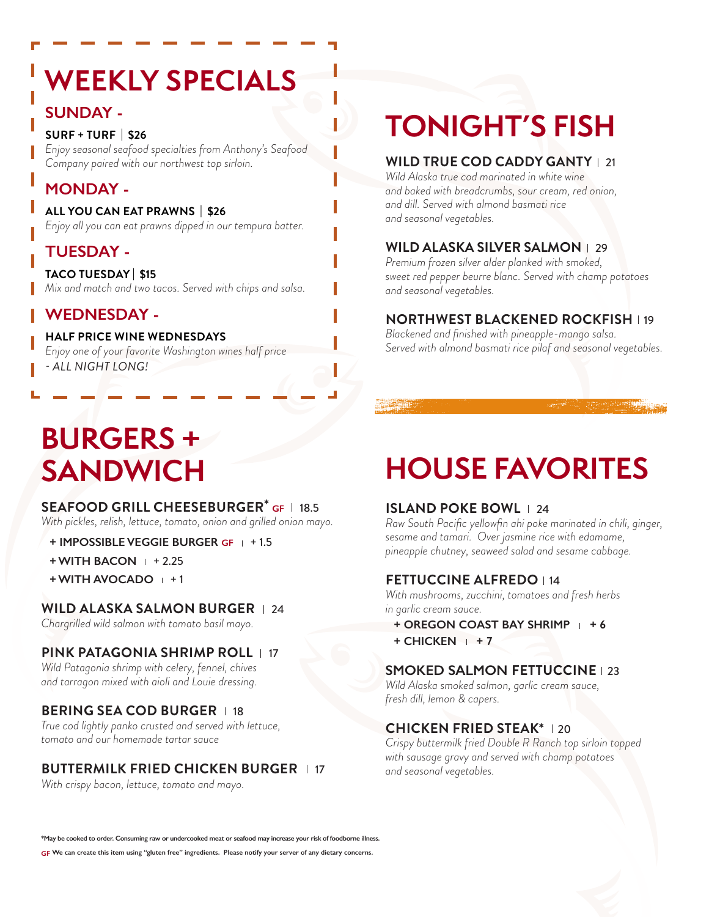# WEEKLY SPECIALS

## SUNDAY -

**SURF + TURF | $26**

*Enjoy seasonal seafood specialties from Anthony's Seafood Company paired with our northwest top sirloin.*

## MONDAY -

**ALL YOU CAN EAT PRAWNS | $26**

*Enjoy all you can eat prawns dipped in our tempura batter.*

## TUESDAY -

**TACO TUESDAY | $15**

*Mix and match and two tacos. Served with chips and salsa.*

## WEDNESDAY -

**HALF PRICE WINE WEDNESDAYS**

*Enjoy one of your favorite Washington wines half price - ALL NIGHT LONG!*

# BURGERS + SANDWICH

### SEAFOOD GRILL CHEESEBURGER* GF | 18.5

*With pickles, relish, lettuce, tomato, onion and grilled onion mayo.*

- **+ IMPOSSIBLE VEGGIE BURGER GF | + 1.5**
- **+ WITH BACON | + 2.25**
- **+ WITH AVOCADO | + 1**

### WILD ALASKA SALMON BURGER | 24

*Chargrilled wild salmon with tomato basil mayo.*

### PINK PATAGONIA SHRIMP ROLL | 17

*Wild Patagonia shrimp with celery, fennel, chives and tarragon mixed with aioli and Louie dressing.*

### BERING SEA COD BURGER | 18

*True cod lightly panko crusted and served with lettuce, tomato and our homemade tartar sauce*

### BUTTERMILK FRIED CHICKEN BURGER | 17

*With crispy bacon, lettuce, tomato and mayo.*

# TONIGHT'S FISH

### WILD TRUE COD CADDY GANTY | 21

*Wild Alaska true cod marinated in white wine and baked with breadcrumbs, sour cream, red onion, and dill. Served with almond basmati rice and seasonal vegetables.*

### WILD ALASKA SILVER SALMON | 29

*Premium frozen silver alder planked with smoked, sweet red pepper beurre blanc. Served with champ potatoes and seasonal vegetables.*

### NORTHWEST BLACKENED ROCKFISH | 19

*Blackened and finished with pineapple-mango salsa. Served with almond basmati rice pilaf and seasonal vegetables.*

# HOUSE FAVORITES

### ISLAND POKE BOWL | 24

*Raw South Pacific yellowfin ahi poke marinated in chili, ginger, sesame and tamari. Over jasmine rice with edamame, pineapple chutney, seaweed salad and sesame cabbage.*

### FETTUCCINE ALFREDO | 14

*With mushrooms, zucchini, tomatoes and fresh herbs in garlic cream sauce.*

- **+ OREGON COAST BAY SHRIMP | + 6**
- **+ CHICKEN | + 7**

### SMOKED SALMON FETTUCCINE | 23

*Wild Alaska smoked salmon, garlic cream sauce, fresh dill, lemon & capers.*

### CHICKEN FRIED STEAK* | 20

*Crispy buttermilk fried Double R Ranch top sirloin topped with sausage gravy and served with champ potatoes and seasonal vegetables.*

**\*May be cooked to order. Consuming raw or undercooked meat or seafood may increase your risk of foodborne illness.**

**GF We can create this item using "gluten free" ingredients. Please notify your server of any dietary concerns.**